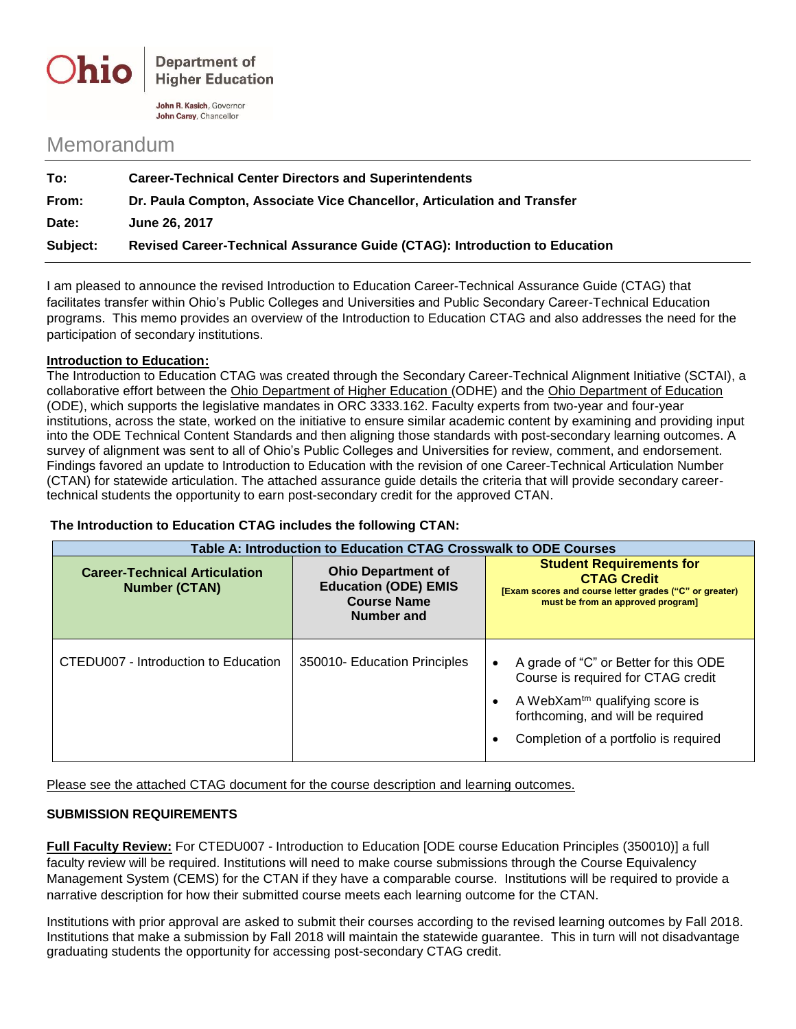Ohio | Department of Higher Education

John R. Kasich, Governor
John Carey, Chancellor

# Memorandum

**To:** **Career-Technical Center Directors and Superintendents**

**From:** **Dr. Paula Compton, Associate Vice Chancellor, Articulation and Transfer**

**Date:** **June 26, 2017**

**Subject:** **Revised Career-Technical Assurance Guide (CTAG): Introduction to Education**

---

I am pleased to announce the revised Introduction to Education Career-Technical Assurance Guide (CTAG) that facilitates transfer within Ohio's Public Colleges and Universities and Public Secondary Career-Technical Education programs. This memo provides an overview of the Introduction to Education CTAG and also addresses the need for the participation of secondary institutions.

**Introduction to Education:**

The Introduction to Education CTAG was created through the Secondary Career-Technical Alignment Initiative (SCTAI), a collaborative effort between the Ohio Department of Higher Education (ODHE) and the Ohio Department of Education (ODE), which supports the legislative mandates in ORC 3333.162. Faculty experts from two-year and four-year institutions, across the state, worked on the initiative to ensure similar academic content by examining and providing input into the ODE Technical Content Standards and then aligning those standards with post-secondary learning outcomes. A survey of alignment was sent to all of Ohio's Public Colleges and Universities for review, comment, and endorsement. Findings favored an update to Introduction to Education with the revision of one Career-Technical Articulation Number (CTAN) for statewide articulation. The attached assurance guide details the criteria that will provide secondary career-technical students the opportunity to earn post-secondary credit for the approved CTAN.

**The Introduction to Education CTAG includes the following CTAN:**

| Table A: Introduction to Education CTAG Crosswalk to ODE Courses | | |
|---|---|---|
| **Career-Technical Articulation Number (CTAN)** | **Ohio Department of Education (ODE) EMIS Course Name Number and** | **Student Requirements for CTAG Credit** [Exam scores and course letter grades ("C" or greater) must be from an approved program] |
| CTEDU007 - Introduction to Education | 350010- Education Principles | • A grade of "C" or Better for this ODE Course is required for CTAG credit<br>• A WebXam™ qualifying score is forthcoming, and will be required<br>• Completion of a portfolio is required |

Please see the attached CTAG document for the course description and learning outcomes.

**SUBMISSION REQUIREMENTS**

**Full Faculty Review:** For CTEDU007 - Introduction to Education [ODE course Education Principles (350010)] a full faculty review will be required. Institutions will need to make course submissions through the Course Equivalency Management System (CEMS) for the CTAN if they have a comparable course. Institutions will be required to provide a narrative description for how their submitted course meets each learning outcome for the CTAN.

Institutions with prior approval are asked to submit their courses according to the revised learning outcomes by Fall 2018. Institutions that make a submission by Fall 2018 will maintain the statewide guarantee. This in turn will not disadvantage graduating students the opportunity for accessing post-secondary CTAG credit.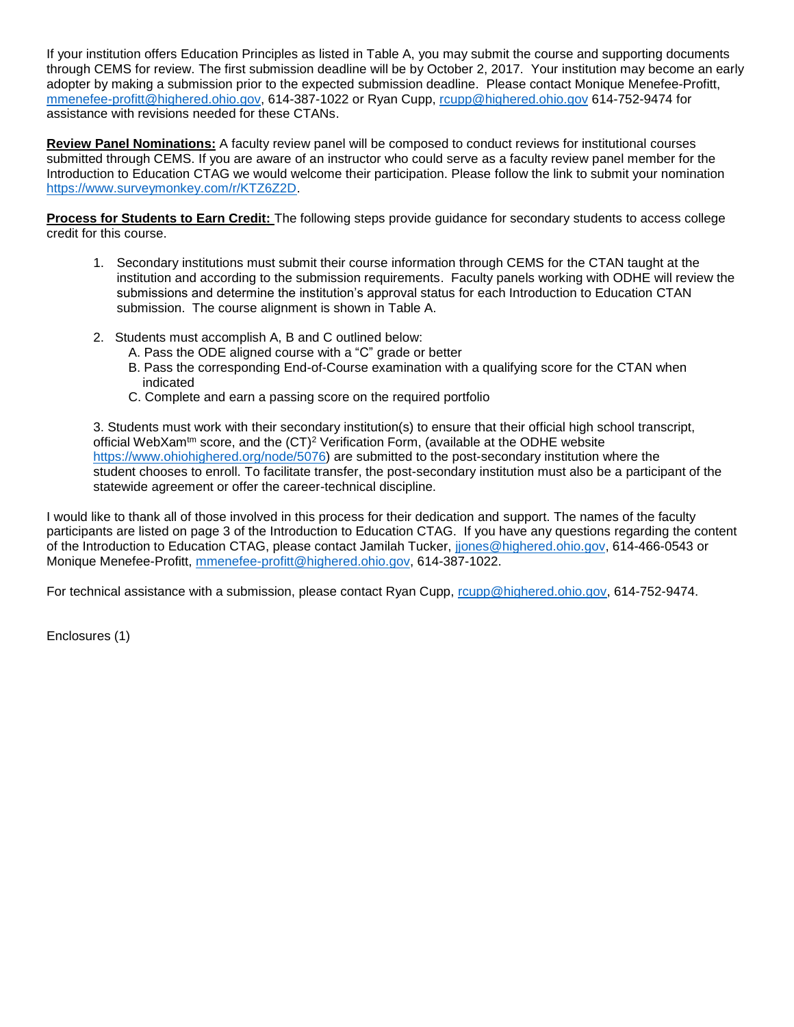If your institution offers Education Principles as listed in Table A, you may submit the course and supporting documents through CEMS for review. The first submission deadline will be by October 2, 2017. Your institution may become an early adopter by making a submission prior to the expected submission deadline. Please contact Monique Menefee-Profitt, mmenefee-profitt@highered.ohio.gov, 614-387-1022 or Ryan Cupp, rcupp@highered.ohio.gov 614-752-9474 for assistance with revisions needed for these CTANs.

**Review Panel Nominations:** A faculty review panel will be composed to conduct reviews for institutional courses submitted through CEMS. If you are aware of an instructor who could serve as a faculty review panel member for the Introduction to Education CTAG we would welcome their participation. Please follow the link to submit your nomination https://www.surveymonkey.com/r/KTZ6Z2D.

**Process for Students to Earn Credit:** The following steps provide guidance for secondary students to access college credit for this course.

1. Secondary institutions must submit their course information through CEMS for the CTAN taught at the institution and according to the submission requirements. Faculty panels working with ODHE will review the submissions and determine the institution's approval status for each Introduction to Education CTAN submission. The course alignment is shown in Table A.

2. Students must accomplish A, B and C outlined below:
   - A. Pass the ODE aligned course with a "C" grade or better
   - B. Pass the corresponding End-of-Course examination with a qualifying score for the CTAN when indicated
   - C. Complete and earn a passing score on the required portfolio

3. Students must work with their secondary institution(s) to ensure that their official high school transcript, official WebXam[tm] score, and the $(CT)^2$ Verification Form, (available at the ODHE website https://www.ohiohighered.org/node/5076) are submitted to the post-secondary institution where the student chooses to enroll. To facilitate transfer, the post-secondary institution must also be a participant of the statewide agreement or offer the career-technical discipline.

I would like to thank all of those involved in this process for their dedication and support. The names of the faculty participants are listed on page 3 of the Introduction to Education CTAG. If you have any questions regarding the content of the Introduction to Education CTAG, please contact Jamilah Tucker, jjones@highered.ohio.gov, 614-466-0543 or Monique Menefee-Profitt, mmenefee-profitt@highered.ohio.gov, 614-387-1022.

For technical assistance with a submission, please contact Ryan Cupp, rcupp@highered.ohio.gov, 614-752-9474.

Enclosures (1)